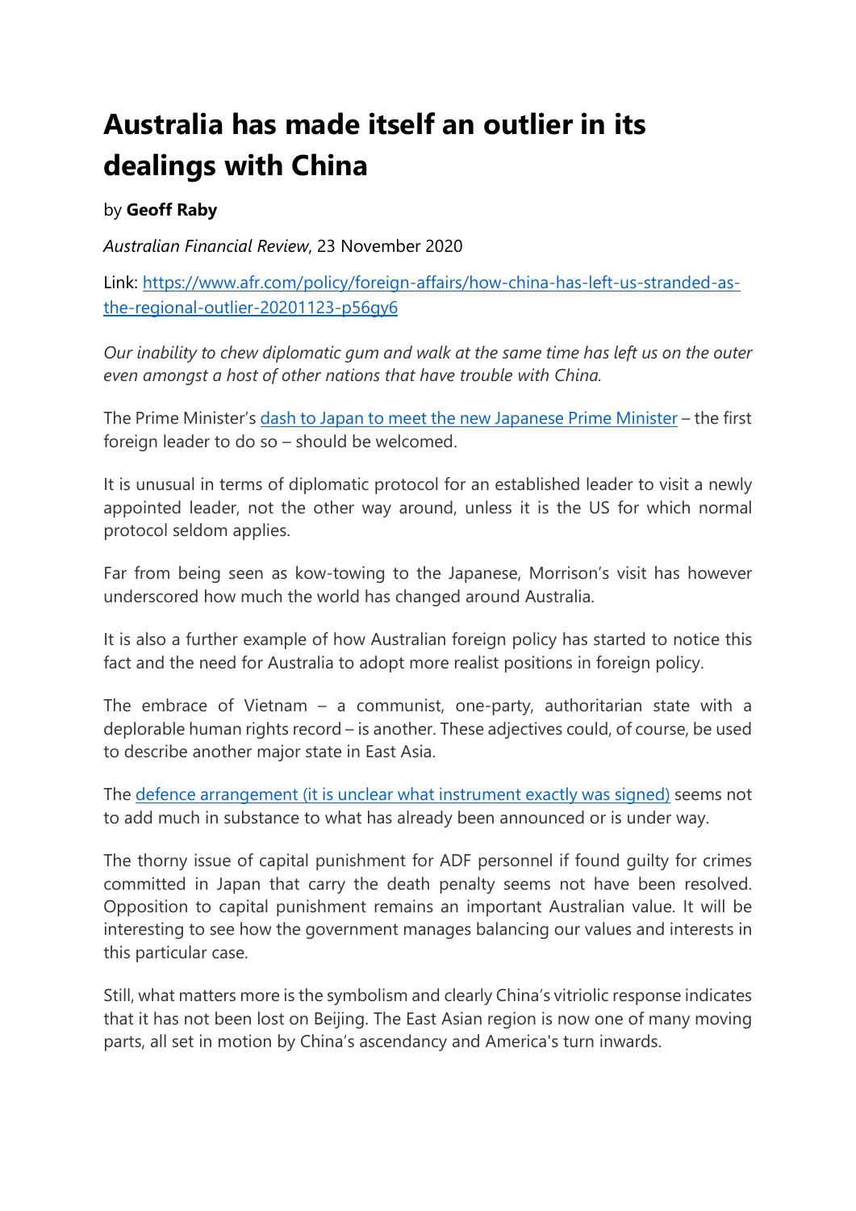# Australia has made itself an outlier in its dealings with China

by **Geoff Raby**

*Australian Financial Review*, 23 November 2020

Link: [https://www.afr.com/policy/foreign-affairs/how-china-has-left-us-stranded-as-the-regional-outlier-20201123-p56gy6](https://www.afr.com/policy/foreign-affairs/how-china-has-left-us-stranded-as-the-regional-outlier-20201123-p56gy6)

*Our inability to chew diplomatic gum and walk at the same time has left us on the outer even amongst a host of other nations that have trouble with China.*

The Prime Minister's [dash to Japan to meet the new Japanese Prime Minister](#) – the first foreign leader to do so – should be welcomed.

It is unusual in terms of diplomatic protocol for an established leader to visit a newly appointed leader, not the other way around, unless it is the US for which normal protocol seldom applies.

Far from being seen as kow-towing to the Japanese, Morrison's visit has however underscored how much the world has changed around Australia.

It is also a further example of how Australian foreign policy has started to notice this fact and the need for Australia to adopt more realist positions in foreign policy.

The embrace of Vietnam – a communist, one-party, authoritarian state with a deplorable human rights record – is another. These adjectives could, of course, be used to describe another major state in East Asia.

The [defence arrangement (it is unclear what instrument exactly was signed)](#) seems not to add much in substance to what has already been announced or is under way.

The thorny issue of capital punishment for ADF personnel if found guilty for crimes committed in Japan that carry the death penalty seems not have been resolved. Opposition to capital punishment remains an important Australian value. It will be interesting to see how the government manages balancing our values and interests in this particular case.

Still, what matters more is the symbolism and clearly China's vitriolic response indicates that it has not been lost on Beijing. The East Asian region is now one of many moving parts, all set in motion by China's ascendancy and America's turn inwards.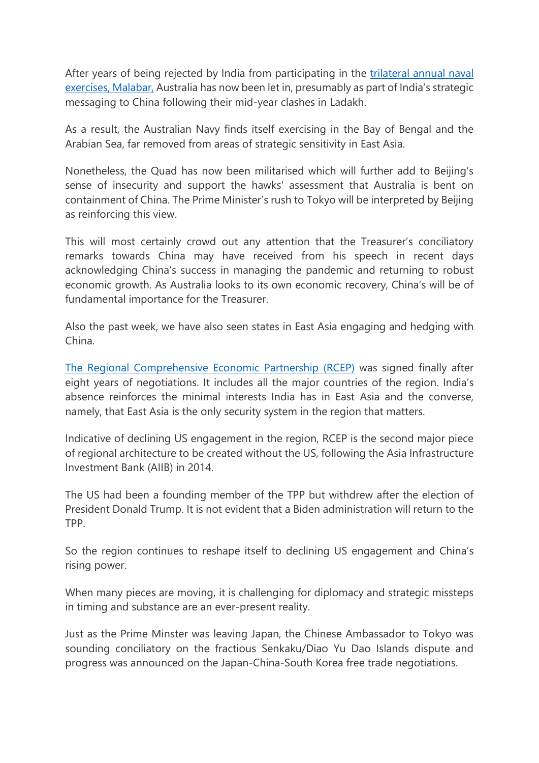After years of being rejected by India from participating in the trilateral annual naval exercises, Malabar, Australia has now been let in, presumably as part of India's strategic messaging to China following their mid-year clashes in Ladakh.

As a result, the Australian Navy finds itself exercising in the Bay of Bengal and the Arabian Sea, far removed from areas of strategic sensitivity in East Asia.

Nonetheless, the Quad has now been militarised which will further add to Beijing's sense of insecurity and support the hawks' assessment that Australia is bent on containment of China. The Prime Minister's rush to Tokyo will be interpreted by Beijing as reinforcing this view.

This will most certainly crowd out any attention that the Treasurer's conciliatory remarks towards China may have received from his speech in recent days acknowledging China's success in managing the pandemic and returning to robust economic growth. As Australia looks to its own economic recovery, China's will be of fundamental importance for the Treasurer.

Also the past week, we have also seen states in East Asia engaging and hedging with China.

The Regional Comprehensive Economic Partnership (RCEP) was signed finally after eight years of negotiations. It includes all the major countries of the region. India's absence reinforces the minimal interests India has in East Asia and the converse, namely, that East Asia is the only security system in the region that matters.

Indicative of declining US engagement in the region, RCEP is the second major piece of regional architecture to be created without the US, following the Asia Infrastructure Investment Bank (AIIB) in 2014.

The US had been a founding member of the TPP but withdrew after the election of President Donald Trump. It is not evident that a Biden administration will return to the TPP.

So the region continues to reshape itself to declining US engagement and China's rising power.

When many pieces are moving, it is challenging for diplomacy and strategic missteps in timing and substance are an ever-present reality.

Just as the Prime Minster was leaving Japan, the Chinese Ambassador to Tokyo was sounding conciliatory on the fractious Senkaku/Diao Yu Dao Islands dispute and progress was announced on the Japan-China-South Korea free trade negotiations.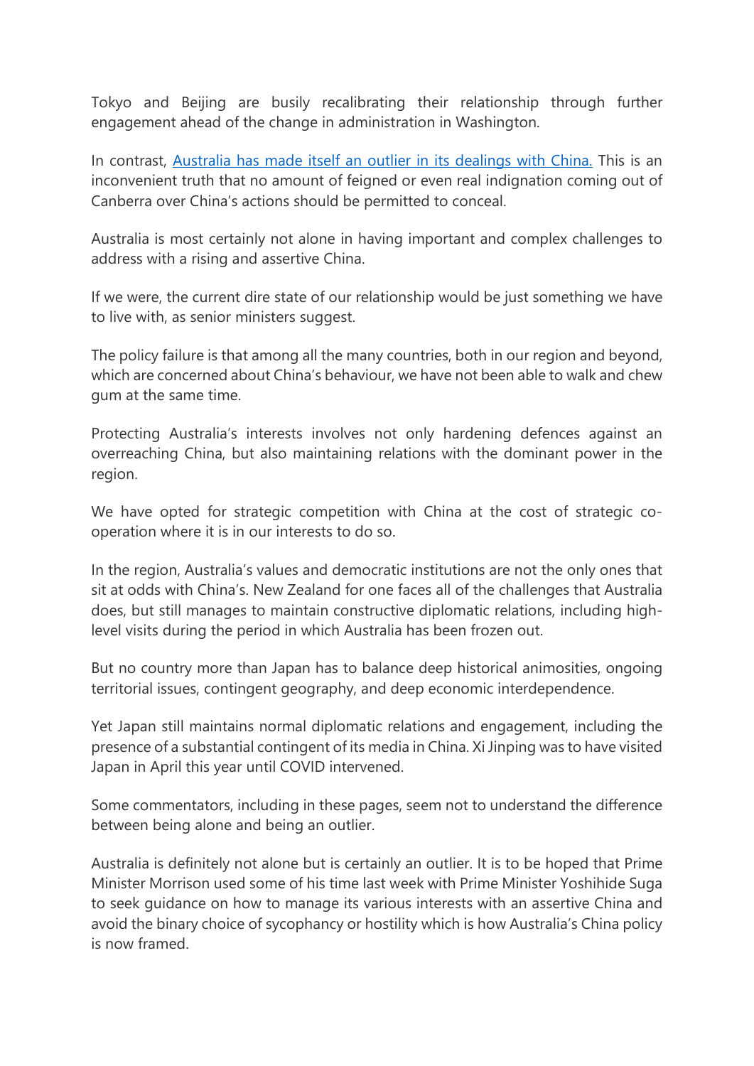Tokyo and Beijing are busily recalibrating their relationship through further engagement ahead of the change in administration in Washington.

In contrast, Australia has made itself an outlier in its dealings with China. This is an inconvenient truth that no amount of feigned or even real indignation coming out of Canberra over China's actions should be permitted to conceal.

Australia is most certainly not alone in having important and complex challenges to address with a rising and assertive China.

If we were, the current dire state of our relationship would be just something we have to live with, as senior ministers suggest.

The policy failure is that among all the many countries, both in our region and beyond, which are concerned about China's behaviour, we have not been able to walk and chew gum at the same time.

Protecting Australia's interests involves not only hardening defences against an overreaching China, but also maintaining relations with the dominant power in the region.

We have opted for strategic competition with China at the cost of strategic co-operation where it is in our interests to do so.

In the region, Australia's values and democratic institutions are not the only ones that sit at odds with China's. New Zealand for one faces all of the challenges that Australia does, but still manages to maintain constructive diplomatic relations, including high-level visits during the period in which Australia has been frozen out.

But no country more than Japan has to balance deep historical animosities, ongoing territorial issues, contingent geography, and deep economic interdependence.

Yet Japan still maintains normal diplomatic relations and engagement, including the presence of a substantial contingent of its media in China. Xi Jinping was to have visited Japan in April this year until COVID intervened.

Some commentators, including in these pages, seem not to understand the difference between being alone and being an outlier.

Australia is definitely not alone but is certainly an outlier. It is to be hoped that Prime Minister Morrison used some of his time last week with Prime Minister Yoshihide Suga to seek guidance on how to manage its various interests with an assertive China and avoid the binary choice of sycophancy or hostility which is how Australia's China policy is now framed.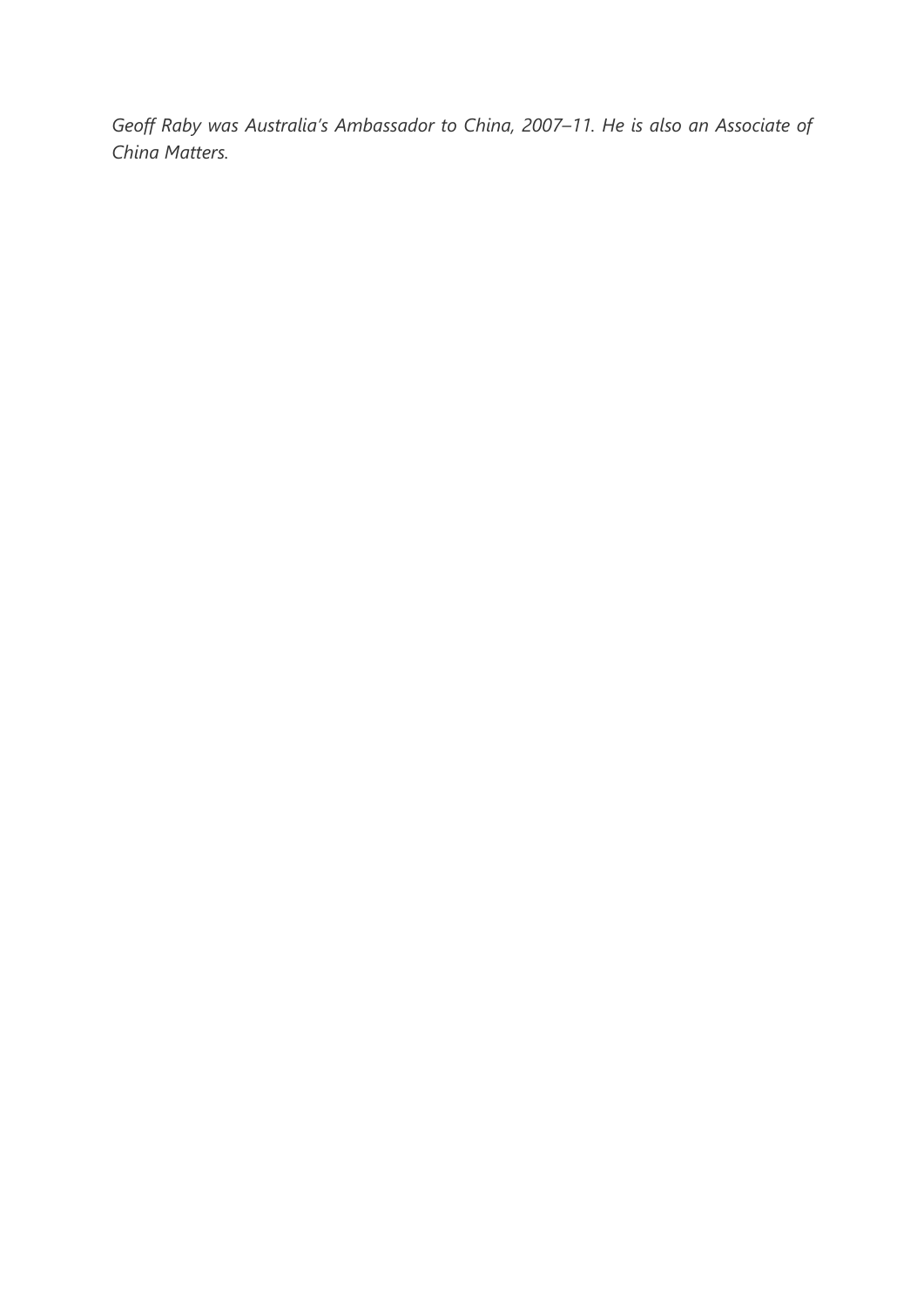*Geoff Raby was Australia's Ambassador to China, 2007–11. He is also an Associate of China Matters.*